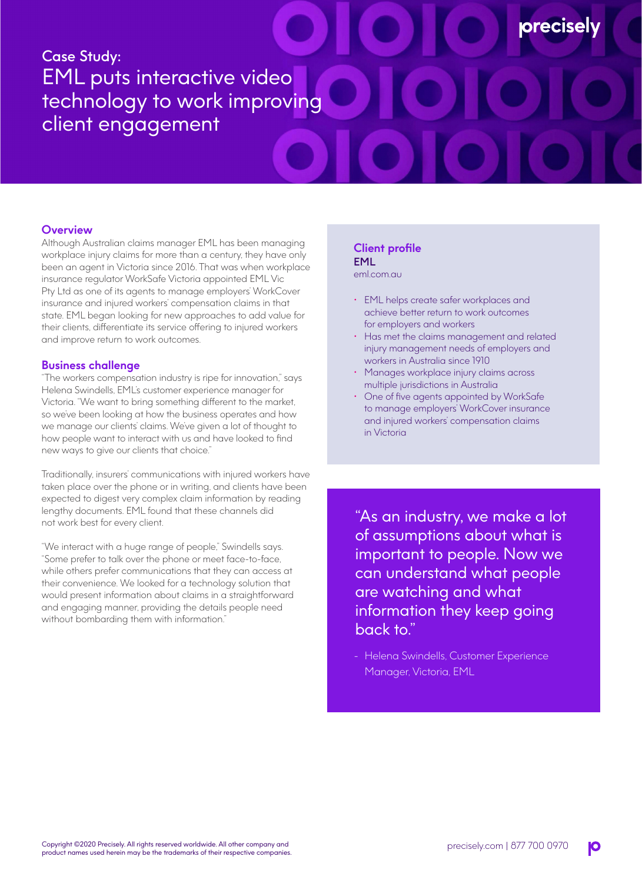# Case Study:
# EML puts interactive video technology to work improving client engagement

## Overview

Although Australian claims manager EML has been managing workplace injury claims for more than a century, they have only been an agent in Victoria since 2016. That was when workplace insurance regulator WorkSafe Victoria appointed EML Vic Pty Ltd as one of its agents to manage employers' WorkCover insurance and injured workers' compensation claims in that state. EML began looking for new approaches to add value for their clients, differentiate its service offering to injured workers and improve return to work outcomes.

## Business challenge

"The workers compensation industry is ripe for innovation," says Helena Swindells, EML's customer experience manager for Victoria. "We want to bring something different to the market, so we've been looking at how the business operates and how we manage our clients' claims. We've given a lot of thought to how people want to interact with us and have looked to find new ways to give our clients that choice."

Traditionally, insurers' communications with injured workers have taken place over the phone or in writing, and clients have been expected to digest very complex claim information by reading lengthy documents. EML found that these channels did not work best for every client.

"We interact with a huge range of people," Swindells says. "Some prefer to talk over the phone or meet face-to-face, while others prefer communications that they can access at their convenience. We looked for a technology solution that would present information about claims in a straightforward and engaging manner, providing the details people need without bombarding them with information."

## Client profile

**EML**
eml.com.au

- EML helps create safer workplaces and achieve better return to work outcomes for employers and workers
- Has met the claims management and related injury management needs of employers and workers in Australia since 1910
- Manages workplace injury claims across multiple jurisdictions in Australia
- One of five agents appointed by WorkSafe to manage employers' WorkCover insurance and injured workers' compensation claims in Victoria

> "As an industry, we make a lot of assumptions about what is important to people. Now we can understand what people are watching and what information they keep going back to."
>
> \- Helena Swindells, Customer Experience Manager, Victoria, EML

Copyright ©2020 Precisely. All rights reserved worldwide. All other company and product names used herein may be the trademarks of their respective companies.

precisely.com | 877 700 0970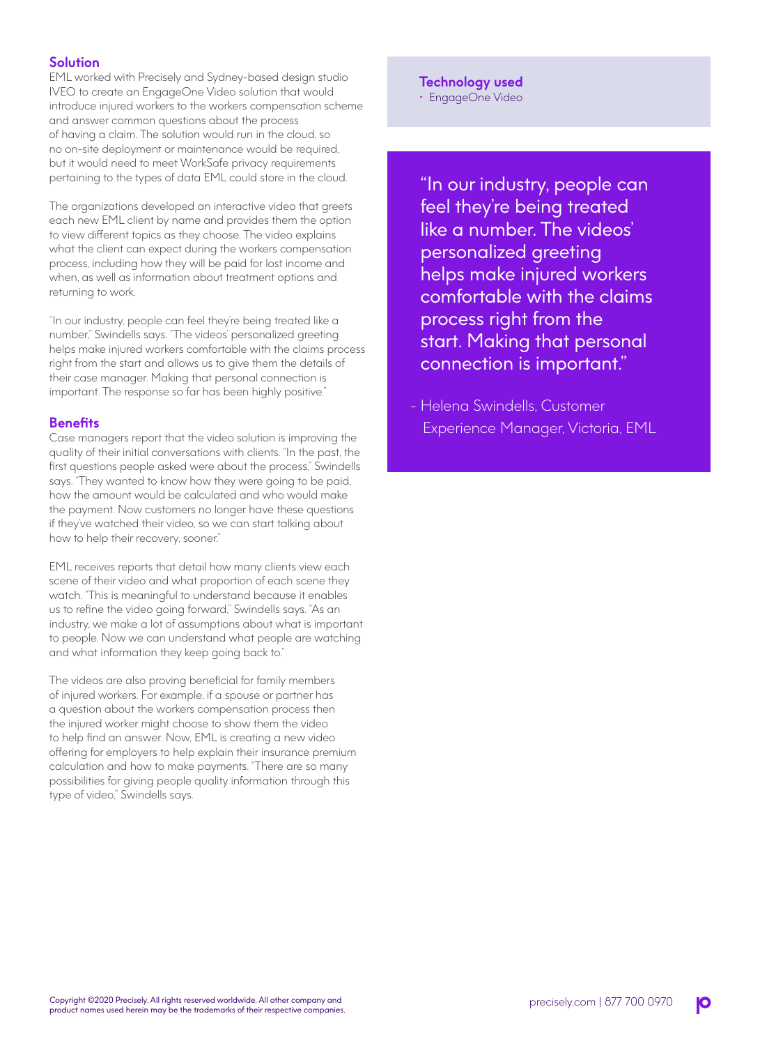## Solution

EML worked with Precisely and Sydney-based design studio IVEO to create an EngageOne Video solution that would introduce injured workers to the workers compensation scheme and answer common questions about the process of having a claim. The solution would run in the cloud, so no on-site deployment or maintenance would be required, but it would need to meet WorkSafe privacy requirements pertaining to the types of data EML could store in the cloud.

The organizations developed an interactive video that greets each new EML client by name and provides them the option to view different topics as they choose. The video explains what the client can expect during the workers compensation process, including how they will be paid for lost income and when, as well as information about treatment options and returning to work.

"In our industry, people can feel they're being treated like a number," Swindells says. "The videos' personalized greeting helps make injured workers comfortable with the claims process right from the start and allows us to give them the details of their case manager. Making that personal connection is important. The response so far has been highly positive."

## Benefits

Case managers report that the video solution is improving the quality of their initial conversations with clients. "In the past, the first questions people asked were about the process," Swindells says. "They wanted to know how they were going to be paid, how the amount would be calculated and who would make the payment. Now customers no longer have these questions if they've watched their video, so we can start talking about how to help their recovery, sooner."

EML receives reports that detail how many clients view each scene of their video and what proportion of each scene they watch. "This is meaningful to understand because it enables us to refine the video going forward," Swindells says. "As an industry, we make a lot of assumptions about what is important to people. Now we can understand what people are watching and what information they keep going back to."

The videos are also proving beneficial for family members of injured workers. For example, if a spouse or partner has a question about the workers compensation process then the injured worker might choose to show them the video to help find an answer. Now, EML is creating a new video offering for employers to help explain their insurance premium calculation and how to make payments. "There are so many possibilities for giving people quality information through this type of video," Swindells says.

### Technology used

- EngageOne Video

> "In our industry, people can feel they're being treated like a number. The videos' personalized greeting helps make injured workers comfortable with the claims process right from the start. Making that personal connection is important."
>
> - Helena Swindells, Customer Experience Manager, Victoria, EML

Copyright ©2020 Precisely. All rights reserved worldwide. All other company and product names used herein may be the trademarks of their respective companies.

precisely.com | 877 700 0970